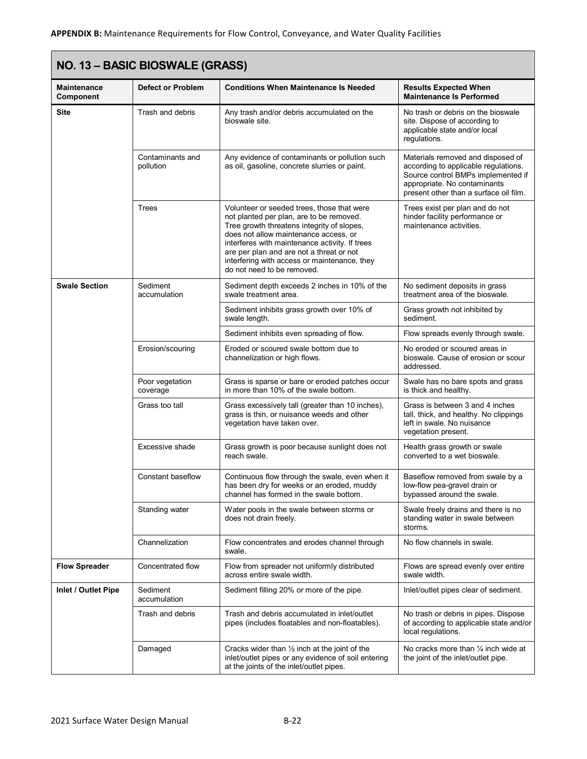**APPENDIX B:** Maintenance Requirements for Flow Control, Conveyance, and Water Quality Facilities

## NO. 13 – BASIC BIOSWALE (GRASS)

| Maintenance Component | Defect or Problem | Conditions When Maintenance Is Needed | Results Expected When Maintenance Is Performed |
|---|---|---|---|
| **Site** | Trash and debris | Any trash and/or debris accumulated on the bioswale site. | No trash or debris on the bioswale site. Dispose of according to applicable state and/or local regulations. |
| | Contaminants and pollution | Any evidence of contaminants or pollution such as oil, gasoline, concrete slurries or paint. | Materials removed and disposed of according to applicable regulations. Source control BMPs implemented if appropriate. No contaminants present other than a surface oil film. |
| | Trees | Volunteer or seeded trees, those that were not planted per plan, are to be removed. Tree growth threatens integrity of slopes, does not allow maintenance access, or interferes with maintenance activity. If trees are per plan and are not a threat or not interfering with access or maintenance, they do not need to be removed. | Trees exist per plan and do not hinder facility performance or maintenance activities. |
| **Swale Section** | Sediment accumulation | Sediment depth exceeds 2 inches in 10% of the swale treatment area. | No sediment deposits in grass treatment area of the bioswale. |
| | | Sediment inhibits grass growth over 10% of swale length. | Grass growth not inhibited by sediment. |
| | | Sediment inhibits even spreading of flow. | Flow spreads evenly through swale. |
| | Erosion/scouring | Eroded or scoured swale bottom due to channelization or high flows. | No eroded or scoured areas in bioswale. Cause of erosion or scour addressed. |
| | Poor vegetation coverage | Grass is sparse or bare or eroded patches occur in more than 10% of the swale bottom. | Swale has no bare spots and grass is thick and healthy. |
| | Grass too tall | Grass excessively tall (greater than 10 inches), grass is thin, or nuisance weeds and other vegetation have taken over. | Grass is between 3 and 4 inches tall, thick, and healthy. No clippings left in swale. No nuisance vegetation present. |
| | Excessive shade | Grass growth is poor because sunlight does not reach swale. | Health grass growth or swale converted to a wet bioswale. |
| | Constant baseflow | Continuous flow through the swale, even when it has been dry for weeks or an eroded, muddy channel has formed in the swale bottom. | Baseflow removed from swale by a low-flow pea-gravel drain or bypassed around the swale. |
| | Standing water | Water pools in the swale between storms or does not drain freely. | Swale freely drains and there is no standing water in swale between storms. |
| | Channelization | Flow concentrates and erodes channel through swale. | No flow channels in swale. |
| **Flow Spreader** | Concentrated flow | Flow from spreader not uniformly distributed across entire swale width. | Flows are spread evenly over entire swale width. |
| **Inlet / Outlet Pipe** | Sediment accumulation | Sediment filling 20% or more of the pipe. | Inlet/outlet pipes clear of sediment. |
| | Trash and debris | Trash and debris accumulated in inlet/outlet pipes (includes floatables and non-floatables). | No trash or debris in pipes. Dispose of according to applicable state and/or local regulations. |
| | Damaged | Cracks wider than ½ inch at the joint of the inlet/outlet pipes or any evidence of soil entering at the joints of the inlet/outlet pipes. | No cracks more than ¼ inch wide at the joint of the inlet/outlet pipe. |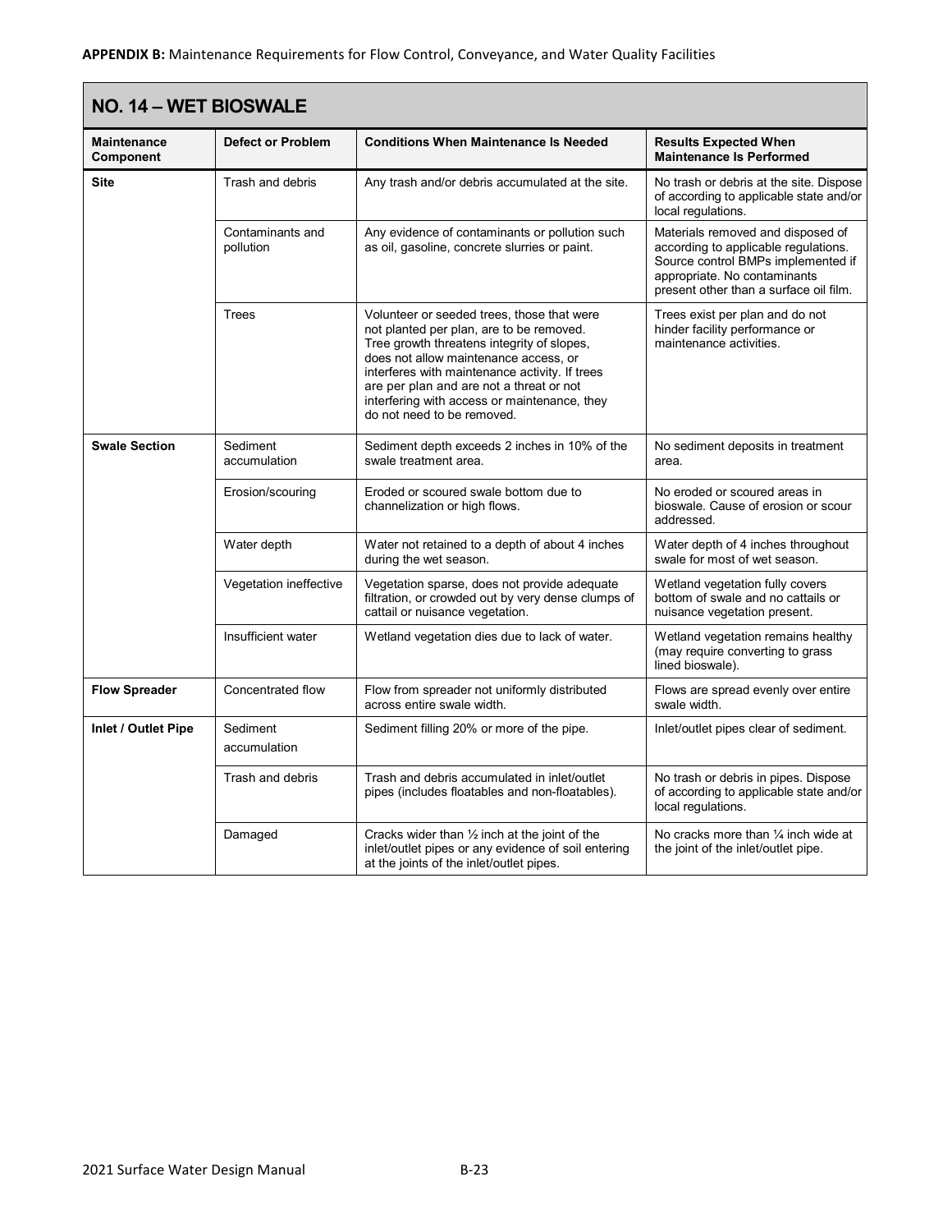## NO. 14 – WET BIOSWALE

| Maintenance Component | Defect or Problem | Conditions When Maintenance Is Needed | Results Expected When Maintenance Is Performed |
|---|---|---|---|
| **Site** | Trash and debris | Any trash and/or debris accumulated at the site. | No trash or debris at the site. Dispose of according to applicable state and/or local regulations. |
| | Contaminants and pollution | Any evidence of contaminants or pollution such as oil, gasoline, concrete slurries or paint. | Materials removed and disposed of according to applicable regulations. Source control BMPs implemented if appropriate. No contaminants present other than a surface oil film. |
| | Trees | Volunteer or seeded trees, those that were not planted per plan, are to be removed. Tree growth threatens integrity of slopes, does not allow maintenance access, or interferes with maintenance activity. If trees are per plan and are not a threat or not interfering with access or maintenance, they do not need to be removed. | Trees exist per plan and do not hinder facility performance or maintenance activities. |
| **Swale Section** | Sediment accumulation | Sediment depth exceeds 2 inches in 10% of the swale treatment area. | No sediment deposits in treatment area. |
| | Erosion/scouring | Eroded or scoured swale bottom due to channelization or high flows. | No eroded or scoured areas in bioswale. Cause of erosion or scour addressed. |
| | Water depth | Water not retained to a depth of about 4 inches during the wet season. | Water depth of 4 inches throughout swale for most of wet season. |
| | Vegetation ineffective | Vegetation sparse, does not provide adequate filtration, or crowded out by very dense clumps of cattail or nuisance vegetation. | Wetland vegetation fully covers bottom of swale and no cattails or nuisance vegetation present. |
| | Insufficient water | Wetland vegetation dies due to lack of water. | Wetland vegetation remains healthy (may require converting to grass lined bioswale). |
| **Flow Spreader** | Concentrated flow | Flow from spreader not uniformly distributed across entire swale width. | Flows are spread evenly over entire swale width. |
| **Inlet / Outlet Pipe** | Sediment accumulation | Sediment filling 20% or more of the pipe. | Inlet/outlet pipes clear of sediment. |
| | Trash and debris | Trash and debris accumulated in inlet/outlet pipes (includes floatables and non-floatables). | No trash or debris in pipes. Dispose of according to applicable state and/or local regulations. |
| | Damaged | Cracks wider than ½ inch at the joint of the inlet/outlet pipes or any evidence of soil entering at the joints of the inlet/outlet pipes. | No cracks more than ¼ inch wide at the joint of the inlet/outlet pipe. |